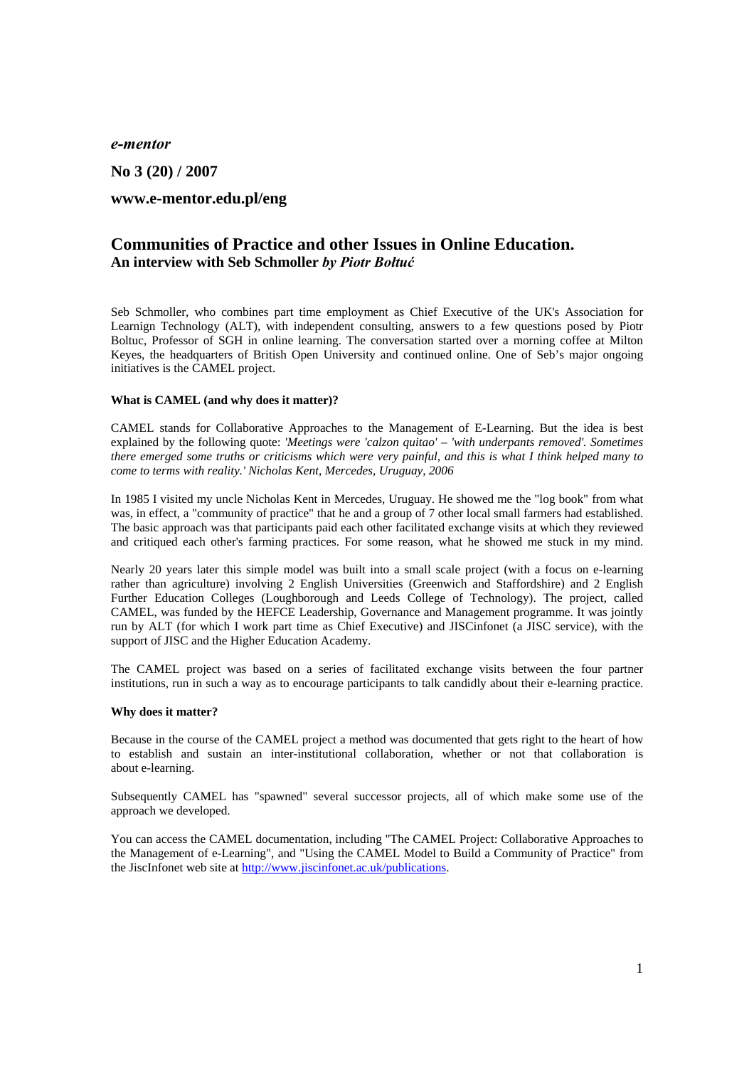*e-mentor*

**No 3 (20) / 2007**

**www.e-mentor.edu.pl/eng**

# Communities of Practice and other Issues in Online Education.

**An interview with Seb Schmoller** ***by Piotr Bołtuć***

Seb Schmoller, who combines part time employment as Chief Executive of the UK's Association for Learnign Technology (ALT), with independent consulting, answers to a few questions posed by Piotr Boltuc, Professor of SGH in online learning. The conversation started over a morning coffee at Milton Keyes, the headquarters of British Open University and continued online. One of Seb's major ongoing initiatives is the CAMEL project.

**What is CAMEL (and why does it matter)?**

CAMEL stands for Collaborative Approaches to the Management of E-Learning. But the idea is best explained by the following quote: *'Meetings were 'calzon quitao' – 'with underpants removed'. Sometimes there emerged some truths or criticisms which were very painful, and this is what I think helped many to come to terms with reality.' Nicholas Kent, Mercedes, Uruguay, 2006*

In 1985 I visited my uncle Nicholas Kent in Mercedes, Uruguay. He showed me the "log book" from what was, in effect, a "community of practice" that he and a group of 7 other local small farmers had established. The basic approach was that participants paid each other facilitated exchange visits at which they reviewed and critiqued each other's farming practices. For some reason, what he showed me stuck in my mind.

Nearly 20 years later this simple model was built into a small scale project (with a focus on e-learning rather than agriculture) involving 2 English Universities (Greenwich and Staffordshire) and 2 English Further Education Colleges (Loughborough and Leeds College of Technology). The project, called CAMEL, was funded by the HEFCE Leadership, Governance and Management programme. It was jointly run by ALT (for which I work part time as Chief Executive) and JISCinfonet (a JISC service), with the support of JISC and the Higher Education Academy.

The CAMEL project was based on a series of facilitated exchange visits between the four partner institutions, run in such a way as to encourage participants to talk candidly about their e-learning practice.

**Why does it matter?**

Because in the course of the CAMEL project a method was documented that gets right to the heart of how to establish and sustain an inter-institutional collaboration, whether or not that collaboration is about e-learning.

Subsequently CAMEL has "spawned" several successor projects, all of which make some use of the approach we developed.

You can access the CAMEL documentation, including "The CAMEL Project: Collaborative Approaches to the Management of e-Learning", and "Using the CAMEL Model to Build a Community of Practice" from the JiscInfonet web site at http://www.jiscinfonet.ac.uk/publications.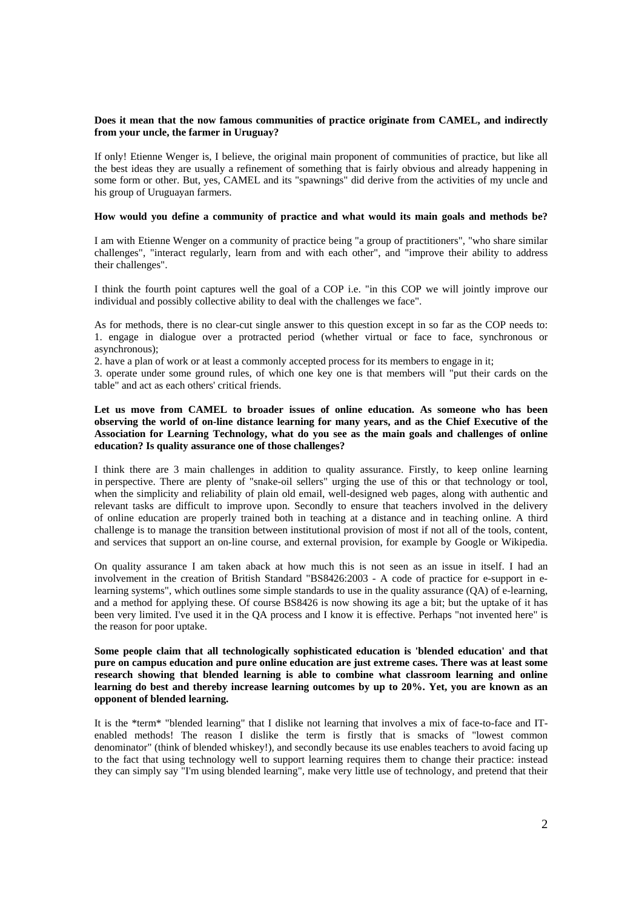**Does it mean that the now famous communities of practice originate from CAMEL, and indirectly from your uncle, the farmer in Uruguay?**

If only! Etienne Wenger is, I believe, the original main proponent of communities of practice, but like all the best ideas they are usually a refinement of something that is fairly obvious and already happening in some form or other. But, yes, CAMEL and its "spawnings" did derive from the activities of my uncle and his group of Uruguayan farmers.

**How would you define a community of practice and what would its main goals and methods be?**

I am with Etienne Wenger on a community of practice being "a group of practitioners", "who share similar challenges", "interact regularly, learn from and with each other", and "improve their ability to address their challenges".

I think the fourth point captures well the goal of a COP i.e. "in this COP we will jointly improve our individual and possibly collective ability to deal with the challenges we face".

As for methods, there is no clear-cut single answer to this question except in so far as the COP needs to:
1. engage in dialogue over a protracted period (whether virtual or face to face, synchronous or asynchronous);
2. have a plan of work or at least a commonly accepted process for its members to engage in it;
3. operate under some ground rules, of which one key one is that members will "put their cards on the table" and act as each others' critical friends.

**Let us move from CAMEL to broader issues of online education. As someone who has been observing the world of on-line distance learning for many years, and as the Chief Executive of the Association for Learning Technology, what do you see as the main goals and challenges of online education? Is quality assurance one of those challenges?**

I think there are 3 main challenges in addition to quality assurance. Firstly, to keep online learning in perspective. There are plenty of "snake-oil sellers" urging the use of this or that technology or tool, when the simplicity and reliability of plain old email, well-designed web pages, along with authentic and relevant tasks are difficult to improve upon. Secondly to ensure that teachers involved in the delivery of online education are properly trained both in teaching at a distance and in teaching online. A third challenge is to manage the transition between institutional provision of most if not all of the tools, content, and services that support an on-line course, and external provision, for example by Google or Wikipedia.

On quality assurance I am taken aback at how much this is not seen as an issue in itself. I had an involvement in the creation of British Standard "BS8426:2003 - A code of practice for e-support in e-learning systems", which outlines some simple standards to use in the quality assurance (QA) of e-learning, and a method for applying these. Of course BS8426 is now showing its age a bit; but the uptake of it has been very limited. I've used it in the QA process and I know it is effective. Perhaps "not invented here" is the reason for poor uptake.

**Some people claim that all technologically sophisticated education is 'blended education' and that pure on campus education and pure online education are just extreme cases. There was at least some research showing that blended learning is able to combine what classroom learning and online learning do best and thereby increase learning outcomes by up to 20%. Yet, you are known as an opponent of blended learning.**

It is the *term* "blended learning" that I dislike not learning that involves a mix of face-to-face and IT-enabled methods! The reason I dislike the term is firstly that is smacks of "lowest common denominator" (think of blended whiskey!), and secondly because its use enables teachers to avoid facing up to the fact that using technology well to support learning requires them to change their practice: instead they can simply say "I'm using blended learning", make very little use of technology, and pretend that their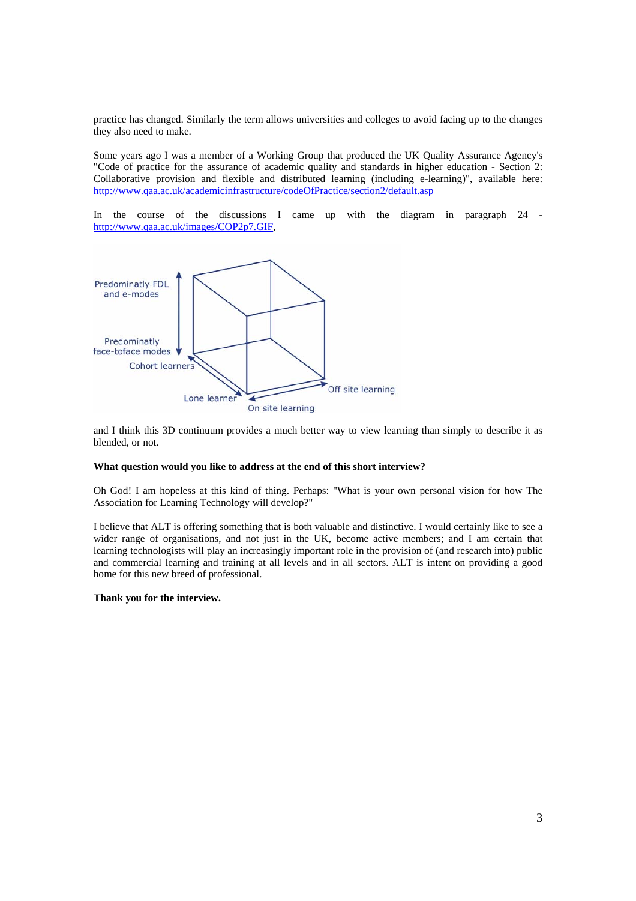practice has changed. Similarly the term allows universities and colleges to avoid facing up to the changes they also need to make.

Some years ago I was a member of a Working Group that produced the UK Quality Assurance Agency's "Code of practice for the assurance of academic quality and standards in higher education - Section 2: Collaborative provision and flexible and distributed learning (including e-learning)", available here: http://www.qaa.ac.uk/academicinfrastructure/codeOfPractice/section2/default.asp

In the course of the discussions I came up with the diagram in paragraph 24 - http://www.qaa.ac.uk/images/COP2p7.GIF,

Predominatly FDL and e-modes

Predominatly face-toface modes

Cohort learners

Lone learner

On site learning

Off site learning

and I think this 3D continuum provides a much better way to view learning than simply to describe it as blended, or not.

**What question would you like to address at the end of this short interview?**

Oh God! I am hopeless at this kind of thing. Perhaps: "What is your own personal vision for how The Association for Learning Technology will develop?"

I believe that ALT is offering something that is both valuable and distinctive. I would certainly like to see a wider range of organisations, and not just in the UK, become active members; and I am certain that learning technologists will play an increasingly important role in the provision of (and research into) public and commercial learning and training at all levels and in all sectors. ALT is intent on providing a good home for this new breed of professional.

**Thank you for the interview.**